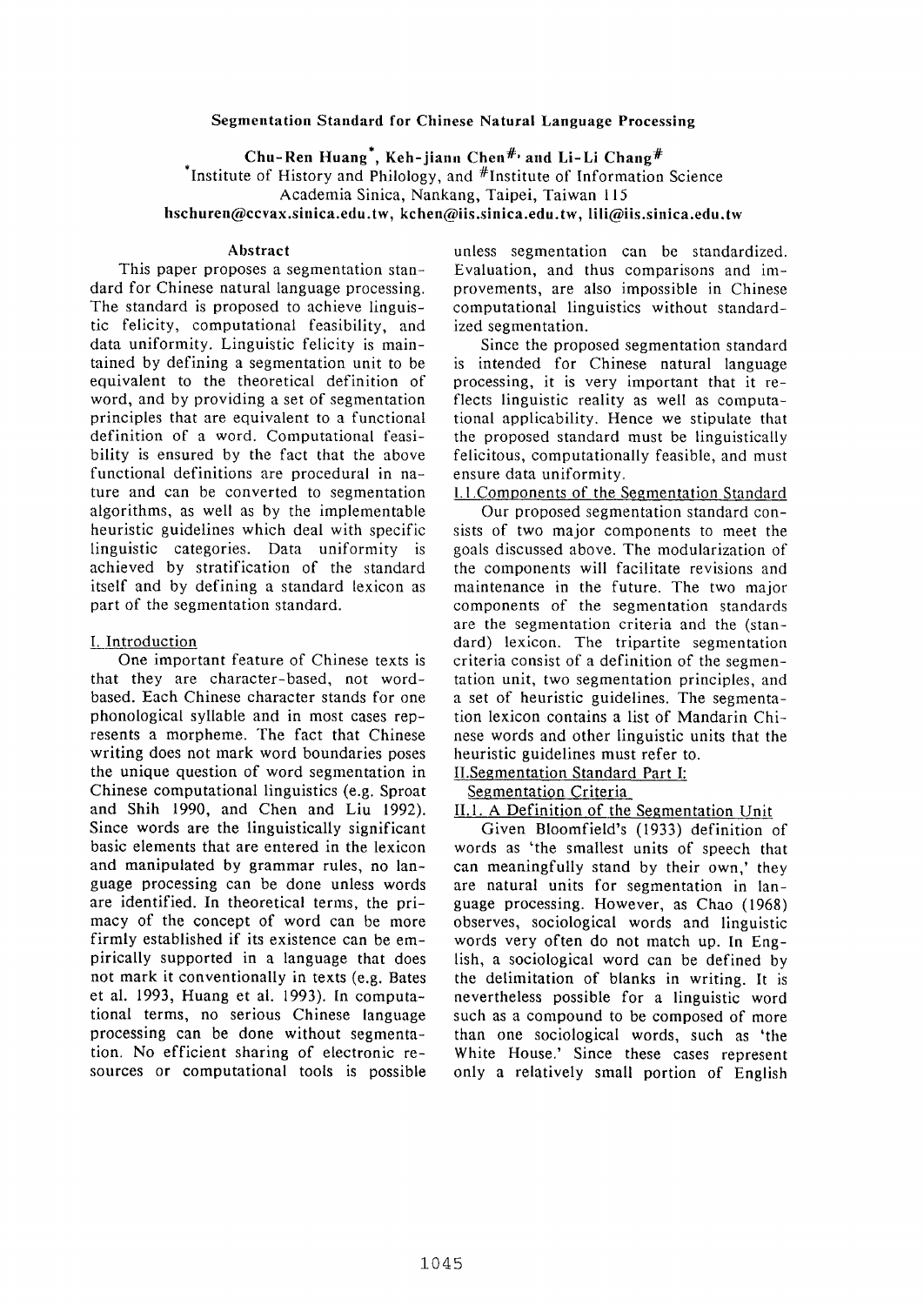# Segmentation Standard for Chinese Natural Language Processing

**Chu-Ren Huang*, Keh-jiann Chen#, and Li-Li Chang#**

*Institute of History and Philology, and #Institute of Information Science
Academia Sinica, Nankang, Taipei, Taiwan 115
hschuren@ccvax.sinica.edu.tw, kchen@iis.sinica.edu.tw, lili@iis.sinica.edu.tw

## Abstract

This paper proposes a segmentation standard for Chinese natural language processing. The standard is proposed to achieve linguistic felicity, computational feasibility, and data uniformity. Linguistic felicity is maintained by defining a segmentation unit to be equivalent to the theoretical definition of word, and by providing a set of segmentation principles that are equivalent to a functional definition of a word. Computational feasibility is ensured by the fact that the above functional definitions are procedural in nature and can be converted to segmentation algorithms, as well as by the implementable heuristic guidelines which deal with specific linguistic categories. Data uniformity is achieved by stratification of the standard itself and by defining a standard lexicon as part of the segmentation standard.

## I. Introduction

One important feature of Chinese texts is that they are character-based, not word-based. Each Chinese character stands for one phonological syllable and in most cases represents a morpheme. The fact that Chinese writing does not mark word boundaries poses the unique question of word segmentation in Chinese computational linguistics (e.g. Sproat and Shih 1990, and Chen and Liu 1992). Since words are the linguistically significant basic elements that are entered in the lexicon and manipulated by grammar rules, no language processing can be done unless words are identified. In theoretical terms, the primacy of the concept of word can be more firmly established if its existence can be empirically supported in a language that does not mark it conventionally in texts (e.g. Bates et al. 1993, Huang et al. 1993). In computational terms, no serious Chinese language processing can be done without segmentation. No efficient sharing of electronic resources or computational tools is possible unless segmentation can be standardized. Evaluation, and thus comparisons and improvements, are also impossible in Chinese computational linguistics without standardized segmentation.

Since the proposed segmentation standard is intended for Chinese natural language processing, it is very important that it reflects linguistic reality as well as computational applicability. Hence we stipulate that the proposed standard must be linguistically felicitous, computationally feasible, and must ensure data uniformity.

### I.1. Components of the Segmentation Standard

Our proposed segmentation standard consists of two major components to meet the goals discussed above. The modularization of the components will facilitate revisions and maintenance in the future. The two major components of the segmentation standards are the segmentation criteria and the (standard) lexicon. The tripartite segmentation criteria consist of a definition of the segmentation unit, two segmentation principles, and a set of heuristic guidelines. The segmentation lexicon contains a list of Mandarin Chinese words and other linguistic units that the heuristic guidelines must refer to.

## II. Segmentation Standard Part I: Segmentation Criteria

### II.1. A Definition of the Segmentation Unit

Given Bloomfield's (1933) definition of words as 'the smallest units of speech that can meaningfully stand by their own,' they are natural units for segmentation in language processing. However, as Chao (1968) observes, sociological words and linguistic words very often do not match up. In English, a sociological word can be defined by the delimitation of blanks in writing. It is nevertheless possible for a linguistic word such as a compound to be composed of more than one sociological words, such as 'the White House.' Since these cases represent only a relatively small portion of English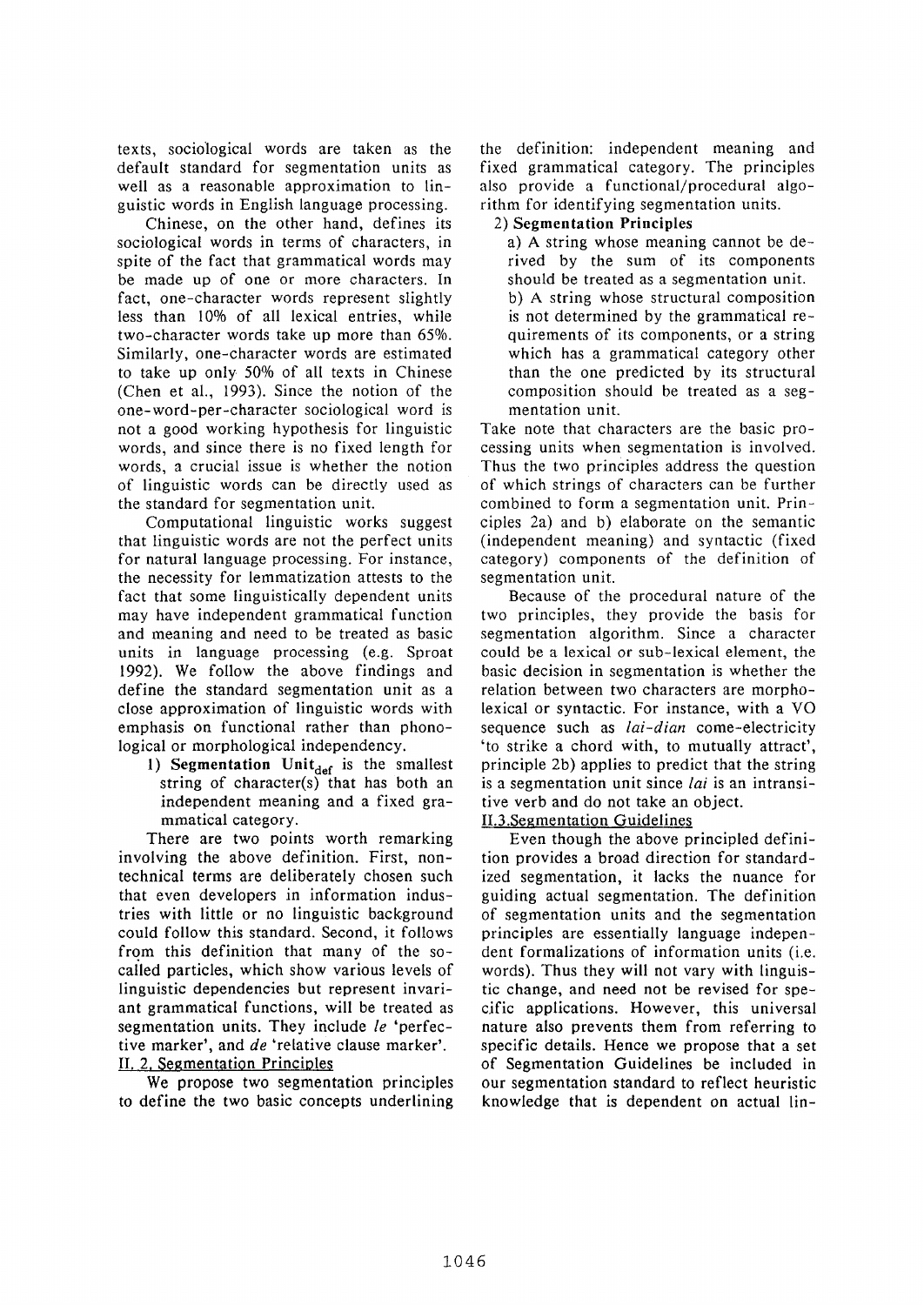texts, sociological words are taken as the default standard for segmentation units as well as a reasonable approximation to linguistic words in English language processing.

Chinese, on the other hand, defines its sociological words in terms of characters, in spite of the fact that grammatical words may be made up of one or more characters. In fact, one-character words represent slightly less than 10% of all lexical entries, while two-character words take up more than 65%. Similarly, one-character words are estimated to take up only 50% of all texts in Chinese (Chen et al., 1993). Since the notion of the one-word-per-character sociological word is not a good working hypothesis for linguistic words, and since there is no fixed length for words, a crucial issue is whether the notion of linguistic words can be directly used as the standard for segmentation unit.

Computational linguistic works suggest that linguistic words are not the perfect units for natural language processing. For instance, the necessity for lemmatization attests to the fact that some linguistically dependent units may have independent grammatical function and meaning and need to be treated as basic units in language processing (e.g. Sproat 1992). We follow the above findings and define the standard segmentation unit as a close approximation of linguistic words with emphasis on functional rather than phonological or morphological independency.

1) **Segmentation Unit$_{def}$** is the smallest string of character(s) that has both an independent meaning and a fixed grammatical category.

There are two points worth remarking involving the above definition. First, non-technical terms are deliberately chosen such that even developers in information industries with little or no linguistic background could follow this standard. Second, it follows from this definition that many of the so-called particles, which show various levels of linguistic dependencies but represent invariant grammatical functions, will be treated as segmentation units. They include *le* 'perfective marker', and *de* 'relative clause marker'.

## II. 2. Segmentation Principles

We propose two segmentation principles to define the two basic concepts underlining the definition: independent meaning and fixed grammatical category. The principles also provide a functional/procedural algorithm for identifying segmentation units.

2) **Segmentation Principles**

a) A string whose meaning cannot be derived by the sum of its components should be treated as a segmentation unit.

b) A string whose structural composition is not determined by the grammatical requirements of its components, or a string which has a grammatical category other than the one predicted by its structural composition should be treated as a segmentation unit.

Take note that characters are the basic processing units when segmentation is involved. Thus the two principles address the question of which strings of characters can be further combined to form a segmentation unit. Principles 2a) and b) elaborate on the semantic (independent meaning) and syntactic (fixed category) components of the definition of segmentation unit.

Because of the procedural nature of the two principles, they provide the basis for segmentation algorithm. Since a character could be a lexical or sub-lexical element, the basic decision in segmentation is whether the relation between two characters are morpho-lexical or syntactic. For instance, with a VO sequence such as *lai-dian* come-electricity 'to strike a chord with, to mutually attract', principle 2b) applies to predict that the string is a segmentation unit since *lai* is an intransitive verb and do not take an object.

## II.3. Segmentation Guidelines

Even though the above principled definition provides a broad direction for standardized segmentation, it lacks the nuance for guiding actual segmentation. The definition of segmentation units and the segmentation principles are essentially language independent formalizations of information units (i.e. words). Thus they will not vary with linguistic change, and need not be revised for specific applications. However, this universal nature also prevents them from referring to specific details. Hence we propose that a set of Segmentation Guidelines be included in our segmentation standard to reflect heuristic knowledge that is dependent on actual lin-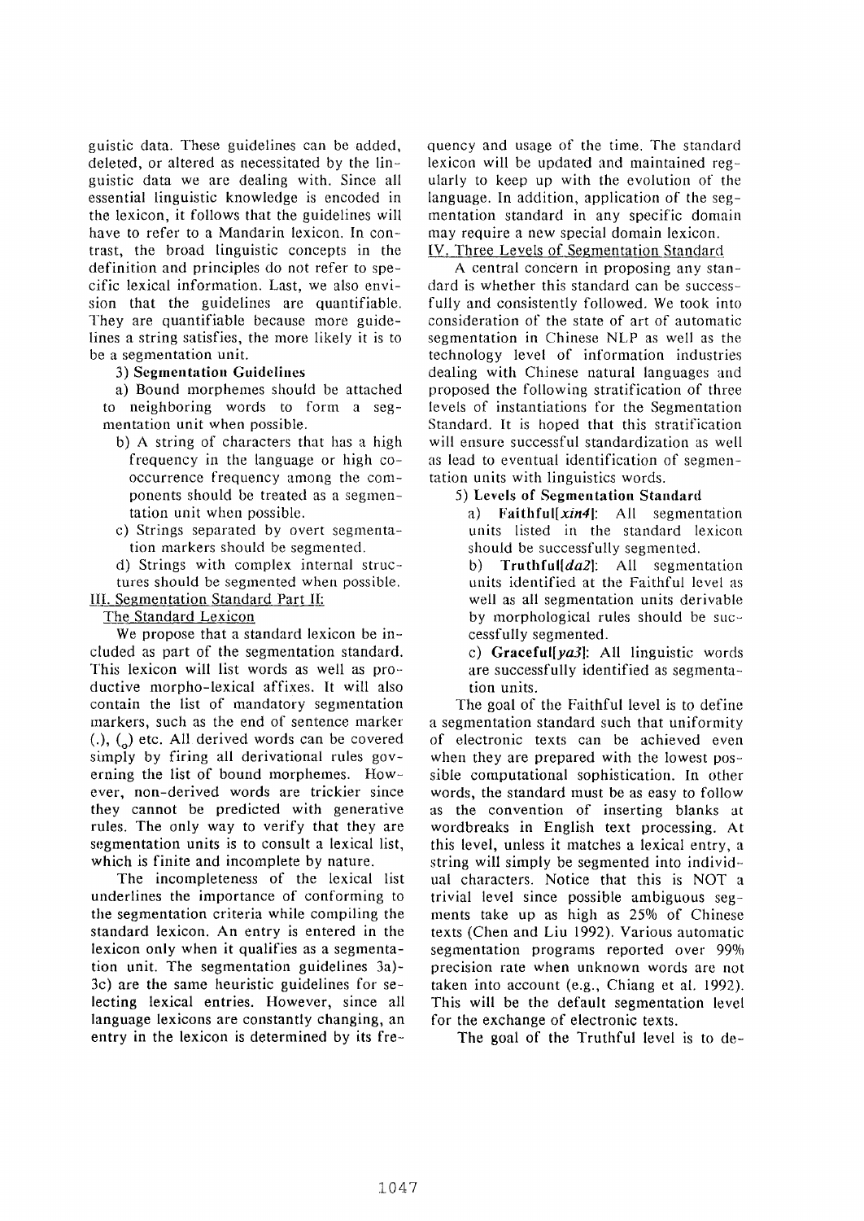guistic data. These guidelines can be added, deleted, or altered as necessitated by the linguistic data we are dealing with. Since all essential linguistic knowledge is encoded in the lexicon, it follows that the guidelines will have to refer to a Mandarin lexicon. In contrast, the broad linguistic concepts in the definition and principles do not refer to specific lexical information. Last, we also envision that the guidelines are quantifiable. They are quantifiable because more guidelines a string satisfies, the more likely it is to be a segmentation unit.

**3) Segmentation Guidelines**

a) Bound morphemes should be attached to neighboring words to form a segmentation unit when possible.

b) A string of characters that has a high frequency in the language or high co-occurrence frequency among the components should be treated as a segmentation unit when possible.

c) Strings separated by overt segmentation markers should be segmented.

d) Strings with complex internal structures should be segmented when possible.

## III. Segmentation Standard Part II: The Standard Lexicon

We propose that a standard lexicon be included as part of the segmentation standard. This lexicon will list words as well as productive morpho-lexical affixes. It will also contain the list of mandatory segmentation markers, such as the end of sentence marker (.), (。) etc. All derived words can be covered simply by firing all derivational rules governing the list of bound morphemes. However, non-derived words are trickier since they cannot be predicted with generative rules. The only way to verify that they are segmentation units is to consult a lexical list, which is finite and incomplete by nature.

The incompleteness of the lexical list underlines the importance of conforming to the segmentation criteria while compiling the standard lexicon. An entry is entered in the lexicon only when it qualifies as a segmentation unit. The segmentation guidelines 3a)-3c) are the same heuristic guidelines for selecting lexical entries. However, since all language lexicons are constantly changing, an entry in the lexicon is determined by its frequency and usage of the time. The standard lexicon will be updated and maintained regularly to keep up with the evolution of the language. In addition, application of the segmentation standard in any specific domain may require a new special domain lexicon.

## IV. Three Levels of Segmentation Standard

A central concern in proposing any standard is whether this standard can be successfully and consistently followed. We took into consideration of the state of art of automatic segmentation in Chinese NLP as well as the technology level of information industries dealing with Chinese natural languages and proposed the following stratification of three levels of instantiations for the Segmentation Standard. It is hoped that this stratification will ensure successful standardization as well as lead to eventual identification of segmentation units with linguistics words.

**5) Levels of Segmentation Standard**

a) **Faithful[*xin4*]**: All segmentation units listed in the standard lexicon should be successfully segmented.

b) **Truthful[*da2*]**: All segmentation units identified at the Faithful level as well as all segmentation units derivable by morphological rules should be successfully segmented.

c) **Graceful[*ya3*]**: All linguistic words are successfully identified as segmentation units.

The goal of the Faithful level is to define a segmentation standard such that uniformity of electronic texts can be achieved even when they are prepared with the lowest possible computational sophistication. In other words, the standard must be as easy to follow as the convention of inserting blanks at wordbreaks in English text processing. At this level, unless it matches a lexical entry, a string will simply be segmented into individual characters. Notice that this is NOT a trivial level since possible ambiguous segments take up as high as 25% of Chinese texts (Chen and Liu 1992). Various automatic segmentation programs reported over 99% precision rate when unknown words are not taken into account (e.g., Chiang et al. 1992). This will be the default segmentation level for the exchange of electronic texts.

The goal of the Truthful level is to de-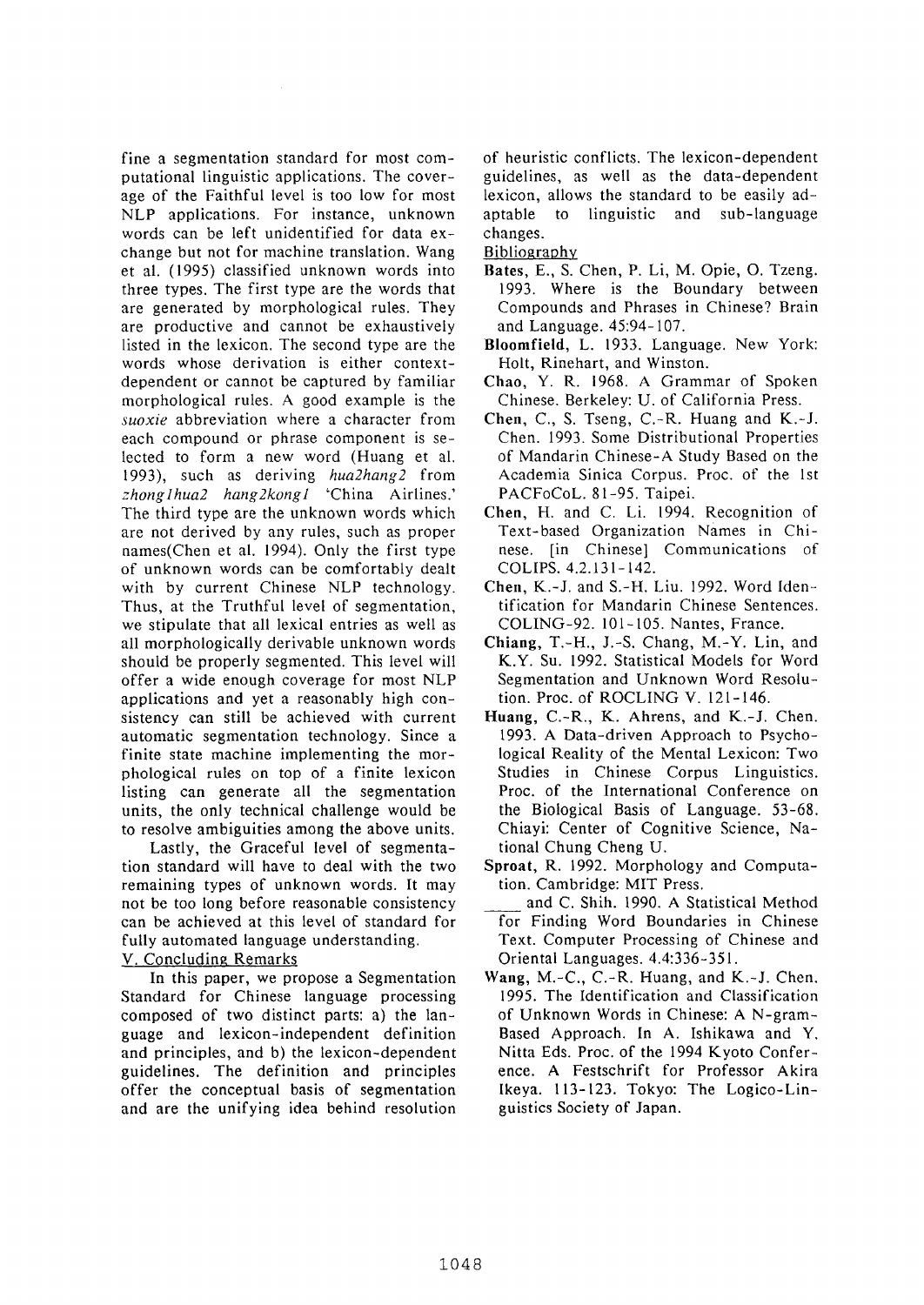fine a segmentation standard for most computational linguistic applications. The coverage of the Faithful level is too low for most NLP applications. For instance, unknown words can be left unidentified for data exchange but not for machine translation. Wang et al. (1995) classified unknown words into three types. The first type are the words that are generated by morphological rules. They are productive and cannot be exhaustively listed in the lexicon. The second type are the words whose derivation is either context-dependent or cannot be captured by familiar morphological rules. A good example is the *suoxie* abbreviation where a character from each compound or phrase component is selected to form a new word (Huang et al. 1993), such as deriving *hua2hang2* from *zhong1hua2 hang2kong1* 'China Airlines.' The third type are the unknown words which are not derived by any rules, such as proper names(Chen et al. 1994). Only the first type of unknown words can be comfortably dealt with by current Chinese NLP technology. Thus, at the Truthful level of segmentation, we stipulate that all lexical entries as well as all morphologically derivable unknown words should be properly segmented. This level will offer a wide enough coverage for most NLP applications and yet a reasonably high consistency can still be achieved with current automatic segmentation technology. Since a finite state machine implementing the morphological rules on top of a finite lexicon listing can generate all the segmentation units, the only technical challenge would be to resolve ambiguities among the above units.

Lastly, the Graceful level of segmentation standard will have to deal with the two remaining types of unknown words. It may not be too long before reasonable consistency can be achieved at this level of standard for fully automated language understanding.

## V. Concluding Remarks

In this paper, we propose a Segmentation Standard for Chinese language processing composed of two distinct parts: a) the language and lexicon-independent definition and principles, and b) the lexicon-dependent guidelines. The definition and principles offer the conceptual basis of segmentation and are the unifying idea behind resolution of heuristic conflicts. The lexicon-dependent guidelines, as well as the data-dependent lexicon, allows the standard to be easily adaptable to linguistic and sub-language changes.

## Bibliography

**Bates**, E., S. Chen, P. Li, M. Opie, O. Tzeng. 1993. Where is the Boundary between Compounds and Phrases in Chinese? Brain and Language. 45:94-107.

**Bloomfield**, L. 1933. Language. New York: Holt, Rinehart, and Winston.

**Chao**, Y. R. 1968. A Grammar of Spoken Chinese. Berkeley: U. of California Press.

**Chen**, C., S. Tseng, C.-R. Huang and K.-J. Chen. 1993. Some Distributional Properties of Mandarin Chinese-A Study Based on the Academia Sinica Corpus. Proc. of the 1st PACFoCoL. 81-95. Taipei.

**Chen**, H. and C. Li. 1994. Recognition of Text-based Organization Names in Chinese. [in Chinese] Communications of COLIPS. 4.2.131-142.

**Chen**, K.-J. and S.-H. Liu. 1992. Word Identification for Mandarin Chinese Sentences. COLING-92. 101-105. Nantes, France.

**Chiang**, T.-H., J.-S. Chang, M.-Y. Lin, and K.Y. Su. 1992. Statistical Models for Word Segmentation and Unknown Word Resolution. Proc. of ROCLING V. 121-146.

**Huang**, C.-R., K. Ahrens, and K.-J. Chen. 1993. A Data-driven Approach to Psychological Reality of the Mental Lexicon: Two Studies in Chinese Corpus Linguistics. Proc. of the International Conference on the Biological Basis of Language. 53-68. Chiayi: Center of Cognitive Science, National Chung Cheng U.

**Sproat**, R. 1992. Morphology and Computation. Cambridge: MIT Press.

\_\_\_\_ and C. Shih. 1990. A Statistical Method for Finding Word Boundaries in Chinese Text. Computer Processing of Chinese and Oriental Languages. 4.4:336-351.

**Wang**, M.-C., C.-R. Huang, and K.-J. Chen. 1995. The Identification and Classification of Unknown Words in Chinese: A N-gram-Based Approach. In A. Ishikawa and Y. Nitta Eds. Proc. of the 1994 Kyoto Conference. A Festschrift for Professor Akira Ikeya. 113-123. Tokyo: The Logico-Linguistics Society of Japan.